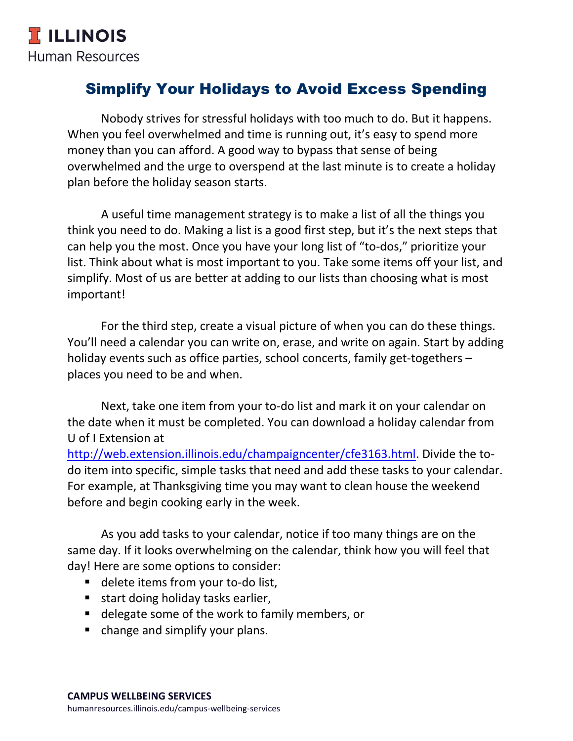**ILLINOIS**
Human Resources

# Simplify Your Holidays to Avoid Excess Spending

Nobody strives for stressful holidays with too much to do. But it happens. When you feel overwhelmed and time is running out, it's easy to spend more money than you can afford. A good way to bypass that sense of being overwhelmed and the urge to overspend at the last minute is to create a holiday plan before the holiday season starts.

A useful time management strategy is to make a list of all the things you think you need to do. Making a list is a good first step, but it's the next steps that can help you the most. Once you have your long list of "to-dos," prioritize your list. Think about what is most important to you. Take some items off your list, and simplify. Most of us are better at adding to our lists than choosing what is most important!

For the third step, create a visual picture of when you can do these things. You'll need a calendar you can write on, erase, and write on again. Start by adding holiday events such as office parties, school concerts, family get-togethers – places you need to be and when.

Next, take one item from your to-do list and mark it on your calendar on the date when it must be completed. You can download a holiday calendar from U of I Extension at [http://web.extension.illinois.edu/champaigncenter/cfe3163.html](http://web.extension.illinois.edu/champaigncenter/cfe3163.html). Divide the to-do item into specific, simple tasks that need and add these tasks to your calendar. For example, at Thanksgiving time you may want to clean house the weekend before and begin cooking early in the week.

As you add tasks to your calendar, notice if too many things are on the same day. If it looks overwhelming on the calendar, think how you will feel that day! Here are some options to consider:

- delete items from your to-do list,
- start doing holiday tasks earlier,
- delegate some of the work to family members, or
- change and simplify your plans.

**CAMPUS WELLBEING SERVICES**
humanresources.illinois.edu/campus-wellbeing-services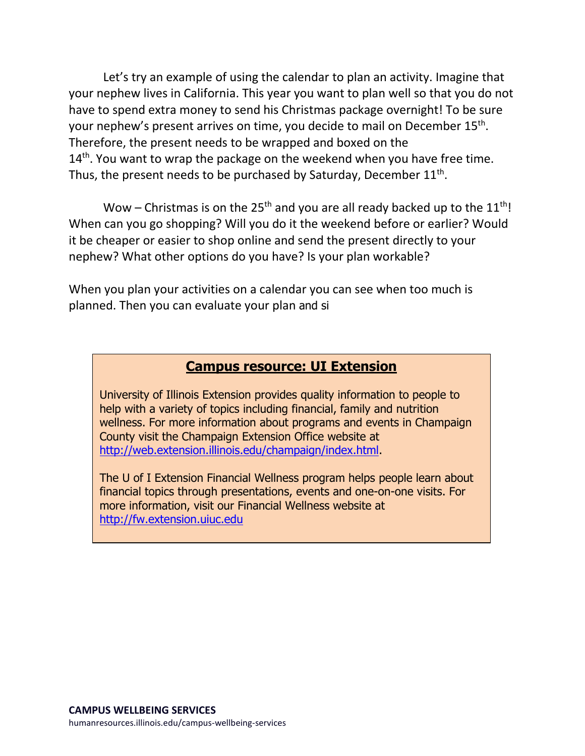Let's try an example of using the calendar to plan an activity. Imagine that your nephew lives in California. This year you want to plan well so that you do not have to spend extra money to send his Christmas package overnight! To be sure your nephew's present arrives on time, you decide to mail on December 15th. Therefore, the present needs to be wrapped and boxed on the 14th. You want to wrap the package on the weekend when you have free time. Thus, the present needs to be purchased by Saturday, December 11th.

Wow – Christmas is on the 25th and you are all ready backed up to the 11th! When can you go shopping? Will you do it the weekend before or earlier? Would it be cheaper or easier to shop online and send the present directly to your nephew? What other options do you have? Is your plan workable?

When you plan your activities on a calendar you can see when too much is planned. Then you can evaluate your plan and si

## Campus resource: UI Extension

University of Illinois Extension provides quality information to people to help with a variety of topics including financial, family and nutrition wellness. For more information about programs and events in Champaign County visit the Champaign Extension Office website at http://web.extension.illinois.edu/champaign/index.html.

The U of I Extension Financial Wellness program helps people learn about financial topics through presentations, events and one-on-one visits. For more information, visit our Financial Wellness website at http://fw.extension.uiuc.edu

**CAMPUS WELLBEING SERVICES**
humanresources.illinois.edu/campus-wellbeing-services